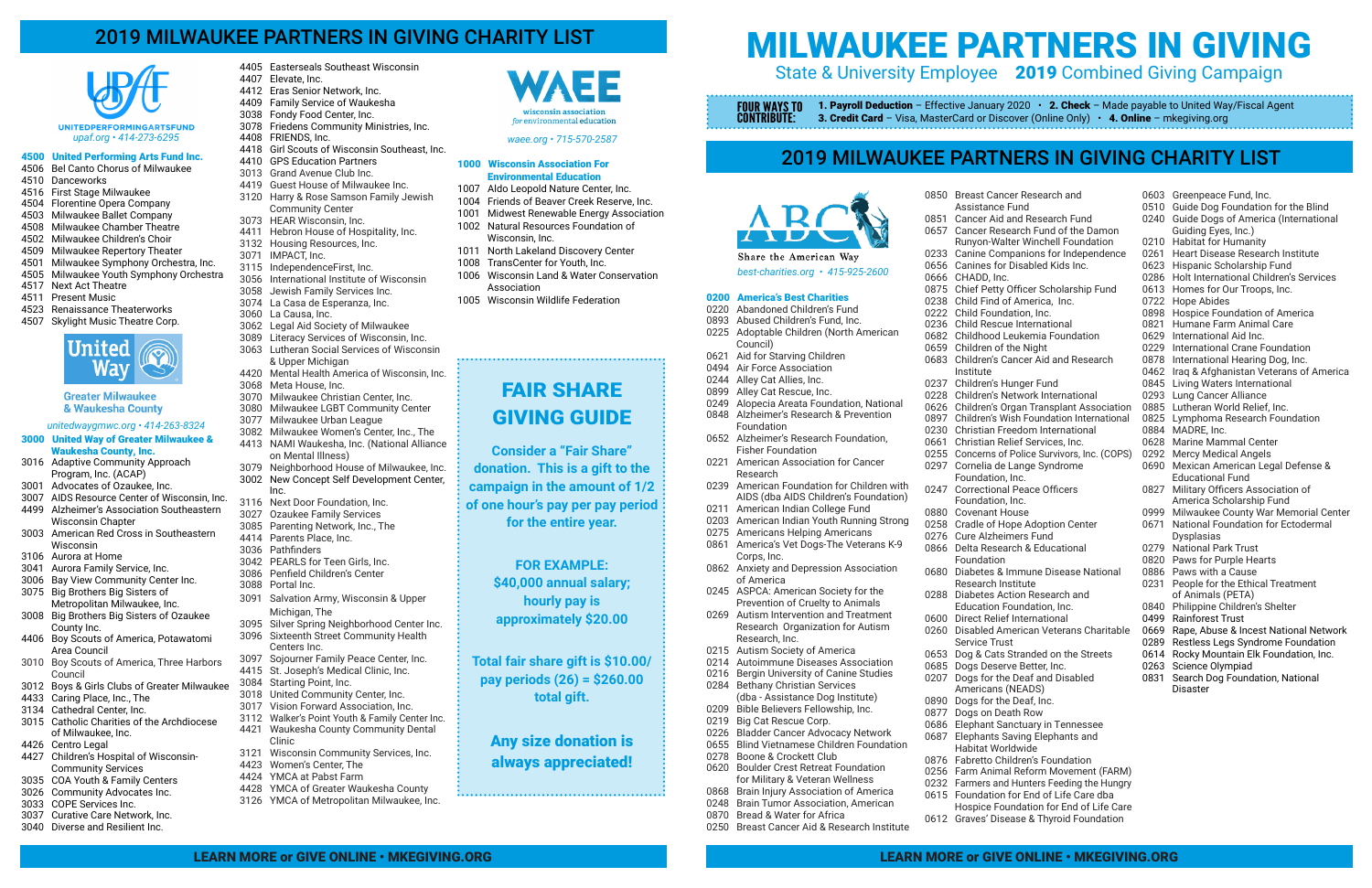# 2019 MILWAUKEE PARTNERS IN GIVING CHARITY LIST

UNITEDPERFORMINGARTSFUND
*upaf.org • 414-273-6295*

**4500 United Performing Arts Fund Inc.**

- 4506 Bel Canto Chorus of Milwaukee
- 4510 Danceworks
- 4516 First Stage Milwaukee
- 4504 Florentine Opera Company
- 4503 Milwaukee Ballet Company
- 4508 Milwaukee Chamber Theatre
- 4502 Milwaukee Children's Choir
- 4509 Milwaukee Repertory Theater
- 4501 Milwaukee Symphony Orchestra, Inc.
- 4505 Milwaukee Youth Symphony Orchestra
- 4517 Next Act Theatre
- 4511 Present Music
- 4523 Renaissance Theaterworks
- 4507 Skylight Music Theatre Corp.

United Way
Greater Milwaukee & Waukesha County
*unitedwaygmwc.org • 414-263-8324*

**3000 United Way of Greater Milwaukee & Waukesha County, Inc.**

- 3016 Adaptive Community Approach Program, Inc. (ACAP)
- 3001 Advocates of Ozaukee, Inc.
- 3007 AIDS Resource Center of Wisconsin, Inc.
- 4499 Alzheimer's Association Southeastern Wisconsin Chapter
- 3003 American Red Cross in Southeastern Wisconsin
- 3106 Aurora at Home
- 3041 Aurora Family Service, Inc.
- 3006 Bay View Community Center Inc.
- 3075 Big Brothers Big Sisters of Metropolitan Milwaukee, Inc.
- 3008 Big Brothers Big Sisters of Ozaukee County Inc.
- 4406 Boy Scouts of America, Potawatomi Area Council
- 3010 Boy Scouts of America, Three Harbors Council
- 3012 Boys & Girls Clubs of Greater Milwaukee
- 4433 Caring Place, Inc., The
- 3134 Cathedral Center, Inc.
- 3015 Catholic Charities of the Archdiocese of Milwaukee, Inc.
- 4426 Centro Legal
- 4427 Children's Hospital of Wisconsin-Community Services
- 3035 COA Youth & Family Centers
- 3026 Community Advocates Inc.
- 3033 COPE Services Inc.
- 3037 Curative Care Network, Inc.
- 3040 Diverse and Resilient Inc.
- 4405 Easterseals Southeast Wisconsin
- 4407 Elevate, Inc.
- 4412 Eras Senior Network, Inc.
- 4409 Family Service of Waukesha
- 3038 Fondy Food Center, Inc.
- 3078 Friedens Community Ministries, Inc.
- 4408 FRIENDS, Inc.
- 4418 Girl Scouts of Wisconsin Southeast, Inc.
- 4410 GPS Education Partners
- 3013 Grand Avenue Club Inc.
- 4419 Guest House of Milwaukee Inc.
- 3120 Harry & Rose Samson Family Jewish Community Center
- 3073 HEAR Wisconsin, Inc.
- 4411 Hebron House of Hospitality, Inc.
- 3132 Housing Resources, Inc.
- 3071 IMPACT, Inc.
- 3115 IndependenceFirst, Inc.
- 3056 International Institute of Wisconsin
- 3058 Jewish Family Services Inc.
- 3074 La Casa de Esperanza, Inc.
- 3060 La Causa, Inc.
- 3062 Legal Aid Society of Milwaukee
- 3089 Literacy Services of Wisconsin, Inc.
- 3063 Lutheran Social Services of Wisconsin & Upper Michigan
- 4420 Mental Health America of Wisconsin, Inc.
- 3068 Meta House, Inc.
- 3070 Milwaukee Christian Center, Inc.
- 3080 Milwaukee LGBT Community Center
- 3077 Milwaukee Urban League
- 3082 Milwaukee Women's Center, Inc., The
- 4413 NAMI Waukesha, Inc. (National Alliance on Mental Illness)
- 3079 Neighborhood House of Milwaukee, Inc.
- 3002 New Concept Self Development Center, Inc.
- 3116 Next Door Foundation, Inc.
- 3027 Ozaukee Family Services
- 3085 Parenting Network, Inc., The
- 4414 Parents Place, Inc.
- 3036 Pathfinders
- 3042 PEARLS for Teen Girls, Inc.
- 3086 Penfield Children's Center
- 3088 Portal Inc.
- 3091 Salvation Army, Wisconsin & Upper Michigan, The
- 3095 Silver Spring Neighborhood Center Inc.
- 3096 Sixteenth Street Community Health Centers Inc.
- 3097 Sojourner Family Peace Center, Inc.
- 4415 St. Joseph's Medical Clinic, Inc.
- 3084 Starting Point, Inc.
- 3018 United Community Center, Inc.
- 3017 Vision Forward Association, Inc.
- 3112 Walker's Point Youth & Family Center Inc.
- 4421 Waukesha County Community Dental Clinic
- 3121 Wisconsin Community Services, Inc.
- 4423 Women's Center, The
- 4424 YMCA at Pabst Farm
- 4428 YMCA of Greater Waukesha County
- 3126 YMCA of Metropolitan Milwaukee, Inc.

WAEE
wisconsin association *for environmental education*
*waee.org • 715-570-2587*

**1000 Wisconsin Association For Environmental Education**

- 1007 Aldo Leopold Nature Center, Inc.
- 1004 Friends of Beaver Creek Reserve, Inc.
- 1001 Midwest Renewable Energy Association
- 1002 Natural Resources Foundation of Wisconsin, Inc.
- 1011 North Lakeland Discovery Center
- 1008 TransCenter for Youth, Inc.
- 1006 Wisconsin Land & Water Conservation Association
- 1005 Wisconsin Wildlife Federation

## FAIR SHARE GIVING GUIDE

**Consider a "Fair Share" donation. This is a gift to the campaign in the amount of 1/2 of one hour's pay per pay period for the entire year.**

**FOR EXAMPLE: $40,000 annual salary; hourly pay is approximately $20.00**

**Total fair share gift is $10.00/ pay periods (26) = $260.00 total gift.**

**Any size donation is always appreciated!**

# MILWAUKEE PARTNERS IN GIVING

State & University Employee **2019** Combined Giving Campaign

**FOUR WAYS TO CONTRIBUTE:** **1. Payroll Deduction** – Effective January 2020 • **2. Check** – Made payable to United Way/Fiscal Agent **3. Credit Card** – Visa, MasterCard or Discover (Online Only) • **4. Online** – mkegiving.org

# 2019 MILWAUKEE PARTNERS IN GIVING CHARITY LIST

ABC
Share the American Way
*best-charities.org • 415-925-2600*

**0200 America's Best Charities**

- 0220 Abandoned Children's Fund
- 0893 Abused Children's Fund, Inc.
- 0225 Adoptable Children (North American Council)
- 0621 Aid for Starving Children
- 0494 Air Force Association
- 0244 Alley Cat Allies, Inc.
- 0899 Alley Cat Rescue, Inc.
- 0249 Alopecia Areata Foundation, National
- 0848 Alzheimer's Research & Prevention Foundation
- 0652 Alzheimer's Research Foundation, Fisher Foundation
- 0221 American Association for Cancer Research
- 0239 American Foundation for Children with AIDS (dba AIDS Children's Foundation)
- 0211 American Indian College Fund
- 0203 American Indian Youth Running Strong
- 0275 Americans Helping Americans
- 0861 America's Vet Dogs-The Veterans K-9 Corps, Inc.
- 0862 Anxiety and Depression Association of America
- 0245 ASPCA: American Society for the Prevention of Cruelty to Animals
- 0269 Autism Intervention and Treatment Research Organization for Autism Research, Inc.
- 0215 Autism Society of America
- 0214 Autoimmune Diseases Association
- 0216 Bergin University of Canine Studies
- 0284 Bethany Christian Services (dba - Assistance Dog Institute)
- 0209 Bible Believers Fellowship, Inc.
- 0219 Big Cat Rescue Corp.
- 0226 Bladder Cancer Advocacy Network
- 0655 Blind Vietnamese Children Foundation
- 0278 Boone & Crockett Club
- 0620 Boulder Crest Retreat Foundation for Military & Veteran Wellness
- 0868 Brain Injury Association of America
- 0248 Brain Tumor Association, American
- 0870 Bread & Water for Africa
- 0250 Breast Cancer Aid & Research Institute
- 0850 Breast Cancer Research and Assistance Fund
- 0851 Cancer Aid and Research Fund
- 0657 Cancer Research Fund of the Damon Runyon-Walter Winchell Foundation
- 0233 Canine Companions for Independence
- 0656 Canines for Disabled Kids Inc.
- 0666 CHADD, Inc.
- 0875 Chief Petty Officer Scholarship Fund
- 0238 Child Find of America, Inc.
- 0222 Child Foundation, Inc.
- 0236 Child Rescue International
- 0682 Childhood Leukemia Foundation
- 0659 Children of the Night
- 0683 Children's Cancer Aid and Research Institute
- 0237 Children's Hunger Fund
- 0228 Children's Network International
- 0626 Children's Organ Transplant Association
- 0897 Children's Wish Foundation International
- 0230 Christian Freedom International
- 0661 Christian Relief Services, Inc.
- 0255 Concerns of Police Survivors, Inc. (COPS)
- 0297 Cornelia de Lange Syndrome Foundation, Inc.
- 0247 Correctional Peace Officers Foundation, Inc.
- 0880 Covenant House
- 0258 Cradle of Hope Adoption Center
- 0276 Cure Alzheimers Fund
- 0866 Delta Research & Educational Foundation
- 0680 Diabetes & Immune Disease National Research Institute
- 0288 Diabetes Action Research and Education Foundation, Inc.
- 0600 Direct Relief International
- 0260 Disabled American Veterans Charitable Service Trust
- 0653 Dog & Cats Stranded on the Streets
- 0685 Dogs Deserve Better, Inc.
- 0207 Dogs for the Deaf and Disabled Americans (NEADS)
- 0890 Dogs for the Deaf, Inc.
- 0877 Dogs on Death Row
- 0686 Elephant Sanctuary in Tennessee
- 0687 Elephants Saving Elephants and Habitat Worldwide
- 0876 Fabretto Children's Foundation
- 0256 Farm Animal Reform Movement (FARM)
- 0232 Farmers and Hunters Feeding the Hungry
- 0615 Foundation for End of Life Care dba Hospice Foundation for End of Life Care
- 0612 Graves' Disease & Thyroid Foundation
- 0603 Greenpeace Fund, Inc.
- 0510 Guide Dog Foundation for the Blind
- 0240 Guide Dogs of America (International Guiding Eyes, Inc.)
- 0210 Habitat for Humanity
- 0261 Heart Disease Research Institute
- 0623 Hispanic Scholarship Fund
- 0286 Holt International Children's Services
- 0613 Homes for Our Troops, Inc.
- 0722 Hope Abides
- 0898 Hospice Foundation of America
- 0821 Humane Farm Animal Care
- 0629 International Aid Inc.
- 0229 International Crane Foundation
- 0878 International Hearing Dog, Inc.
- 0462 Iraq & Afghanistan Veterans of America
- 0845 Living Waters International
- 0293 Lung Cancer Alliance
- 0885 Lutheran World Relief, Inc.
- 0825 Lymphoma Research Foundation
- 0884 MADRE, Inc.
- 0628 Marine Mammal Center
- 0292 Mercy Medical Angels
- 0690 Mexican American Legal Defense & Educational Fund
- 0827 Military Officers Association of America Scholarship Fund
- 0999 Milwaukee County War Memorial Center
- 0671 National Foundation for Ectodermal Dysplasias
- 0279 National Park Trust
- 0820 Paws for Purple Hearts
- 0886 Paws with a Cause
- 0231 People for the Ethical Treatment of Animals (PETA)
- 0840 Philippine Children's Shelter
- 0499 Rainforest Trust
- 0669 Rape, Abuse & Incest National Network
- 0289 Restless Legs Syndrome Foundation
- 0614 Rocky Mountain Elk Foundation, Inc.
- 0263 Science Olympiad
- 0831 Search Dog Foundation, National Disaster

LEARN MORE or GIVE ONLINE • MKEGIVING.ORG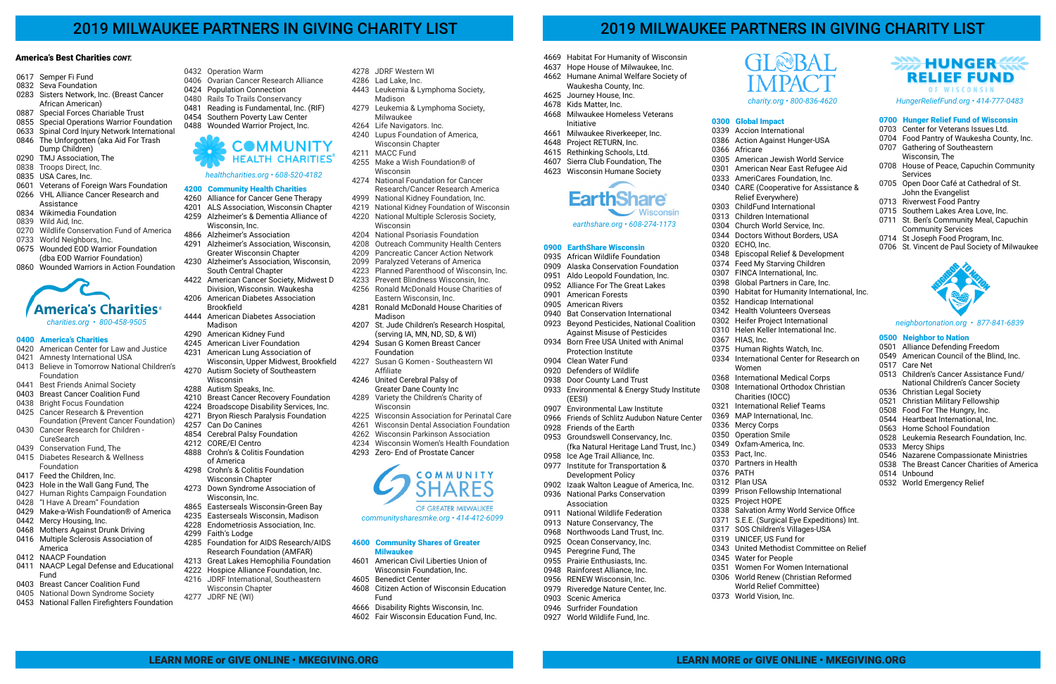# 2019 MILWAUKEE PARTNERS IN GIVING CHARITY LIST

## America's Best Charities *CONT.*

- 0617 Semper Fi Fund
- 0832 Seva Foundation
- 0283 Sisters Network, Inc. (Breast Cancer African American)
- 0887 Special Forces Chariable Trust
- 0855 Special Operations Warrior Foundation
- 0633 Spinal Cord Injury Network International
- 0846 The Unforgotten (aka Aid For Trash Dump Children)
- 0290 TMJ Association, The
- 0838 Troops Direct, Inc.
- 0835 USA Cares, Inc.
- 0601 Veterans of Foreign Wars Foundation
- 0266 VHL Alliance Cancer Research and Assistance
- 0834 Wikimedia Foundation
- 0839 Wild Aid, Inc.
- 0270 Wildlife Conservation Fund of America
- 0733 World Neighbors, Inc.
- 0675 Wounded EOD Warrior Foundation (dba EOD Warrior Foundation)
- 0860 Wounded Warriors in Action Foundation

America's Charities
charities.org • 800-458-9505

### 0400 America's Charities

- 0420 American Center for Law and Justice
- 0421 Amnesty International USA
- 0413 Believe in Tomorrow National Children's Foundation
- 0441 Best Friends Animal Society
- 0403 Breast Cancer Coalition Fund
- 0438 Bright Focus Foundation
- 0425 Cancer Research & Prevention Foundation (Prevent Cancer Foundation)
- 0430 Cancer Research for Children - CureSearch
- 0439 Conservation Fund, The
- 0415 Diabetes Research & Wellness Foundation
- 0417 Feed the Children, Inc.
- 0423 Hole in the Wall Gang Fund, The
- 0427 Human Rights Campaign Foundation
- 0428 "I Have A Dream" Foundation
- 0429 Make-a-Wish Foundation® of America
- 0442 Mercy Housing, Inc.
- 0468 Mothers Against Drunk Driving
- 0416 Multiple Sclerosis Association of America
- 0412 NAACP Foundation
- 0411 NAACP Legal Defense and Educational Fund
- 0403 Breast Cancer Coalition Fund
- 0405 National Down Syndrome Society
- 0453 National Fallen Firefighters Foundation
- 0432 Operation Warm
- 0406 Ovarian Cancer Research Alliance
- 0424 Population Connection
- 0480 Rails To Trails Conservancy
- 0481 Reading is Fundamental, Inc. (RIF)
- 0454 Southern Poverty Law Center
- 0488 Wounded Warrior Project, Inc.

COMMUNITY HEALTH CHARITIES
healthcharities.org • 608-520-4182

### 4200 Community Health Charities

- 4260 Alliance for Cancer Gene Therapy
- 4201 ALS Association, Wisconsin Chapter
- 4259 Alzheimer's & Dementia Alliance of Wisconsin, Inc.
- 4866 Alzheimer's Association
- 4291 Alzheimer's Association, Wisconsin, Greater Wisconsin Chapter
- 4230 Alzheimer's Association, Wisconsin, South Central Chapter
- 4422 American Cancer Society, Midwest D Division, Wisconsin. Waukesha
- 4206 American Diabetes Association Brookfield
- 4444 American Diabetes Association Madison
- 4290 American Kidney Fund
- 4245 American Liver Foundation
- 4231 American Lung Association of Wisconsin, Upper Midwest, Brookfield
- 4270 Autism Society of Southeastern Wisconsin
- 4288 Autism Speaks, Inc.
- 4210 Breast Cancer Recovery Foundation
- 4224 Broadscope Disability Services, Inc.
- 4271 Bryon Riesch Paralysis Foundation
- 4257 Can Do Canines
- 4854 Cerebral Palsy Foundation
- 4212 CORE/El Centro
- 4888 Crohn's & Colitis Foundation of America
- 4298 Crohn's & Colitis Foundation Wisconsin Chapter
- 4273 Down Syndrome Association of Wisconsin, Inc.
- 4865 Easterseals Wisconsin-Green Bay
- 4235 Easterseals Wisconsin, Madison
- 4228 Endometriosis Association, Inc.
- 4299 Faith's Lodge
- 4285 Foundation for AIDS Research/AIDS Research Foundation (AMFAR)
- 4213 Great Lakes Hemophilia Foundation
- 4222 Hospice Alliance Foundation, Inc.
- 4216 JDRF International, Southeastern Wisconsin Chapter
- 4277 JDRF NE (WI)
- 4278 JDRF Western WI
- 4286 Lad Lake, Inc.
- 4443 Leukemia & Lymphoma Society, Madison
- 4279 Leukemia & Lymphoma Society, Milwaukee
- 4264 Life Navigators. Inc.
- 4240 Lupus Foundation of America, Wisconsin Chapter
- 4211 MACC Fund
- 4255 Make a Wish Foundation® of Wisconsin
- 4274 National Foundation for Cancer Research/Cancer Research America
- 4999 National Kidney Foundation, Inc.
- 4219 National Kidney Foundation of Wisconsin
- 4220 National Multiple Sclerosis Society, Wisconsin
- 4204 National Psoriasis Foundation
- 4208 Outreach Community Health Centers
- 4209 Pancreatic Cancer Action Network
- 2099 Paralyzed Veterans of America
- 4223 Planned Parenthood of Wisconsin, Inc.
- 4233 Prevent Blindness Wisconsin, Inc.
- 4256 Ronald McDonald House Charities of Eastern Wisconsin, Inc.
- 4281 Ronald McDonald House Charities of Madison
- 4207 St. Jude Children's Research Hospital, (serving IA, MN, ND, SD, & WI)
- 4294 Susan G Komen Breast Cancer Foundation
- 4227 Susan G Komen - Southeastern WI Affiliate
- 4246 United Cerebral Palsy of Greater Dane County Inc
- 4289 Variety the Children's Charity of Wisconsin
- 4225 Wisconsin Association for Perinatal Care
- 4261 Wisconsin Dental Association Foundation
- 4262 Wisconsin Parkinson Association
- 4234 Wisconsin Women's Health Foundation
- 4293 Zero- End of Prostate Cancer

COMMUNITY SHARES OF GREATER MILWAUKEE
communitysharesmke.org • 414-412-6099

### 4600 Community Shares of Greater Milwaukee

- 4601 American Civil Liberties Union of Wisconsin Foundation, Inc.
- 4605 Benedict Center
- 4608 Citizen Action of Wisconsin Education Fund
- 4666 Disability Rights Wisconsin, Inc.
- 4602 Fair Wisconsin Education Fund, Inc.
- 4669 Habitat For Humanity of Wisconsin
- 4637 Hope House of Milwaukee, Inc.
- 4662 Humane Animal Welfare Society of Waukesha County, Inc.
- 4625 Journey House, Inc.
- 4678 Kids Matter, Inc.
- 4668 Milwaukee Homeless Veterans Initiative
- 4661 Milwaukee Riverkeeper, Inc.
- 4648 Project RETURN, Inc.
- 4615 Rethinking Schools, Ltd.
- 4607 Sierra Club Foundation, The
- 4623 Wisconsin Humane Society

EarthShare Wisconsin
earthshare.org • 608-274-1173

### 0900 EarthShare Wisconsin

- 0935 African Wildlife Foundation
- 0909 Alaska Conservation Foundation
- 0951 Aldo Leopold Foundation, Inc.
- 0952 Alliance For The Great Lakes
- 0901 American Forests
- 0905 American Rivers
- 0940 Bat Conservation International
- 0923 Beyond Pesticides, National Coalition Against Misuse of Pesticides
- 0934 Born Free USA United with Animal Protection Institute
- 0904 Clean Water Fund
- 0920 Defenders of Wildlife
- 0938 Door County Land Trust
- 0933 Environmental & Energy Study Institute (EESI)
- 0907 Environmental Law Institute
- 0966 Friends of Schlitz Audubon Nature Center
- 0928 Friends of the Earth
- 0953 Groundswell Conservancy, Inc. (fka Natural Heritage Land Trust, Inc.)
- 0958 Ice Age Trail Alliance, Inc.
- 0977 Institute for Transportation & Development Policy
- 0902 Izaak Walton League of America, Inc.
- 0936 National Parks Conservation Association
- 0911 National Wildlife Federation
- 0913 Nature Conservancy, The
- 0968 Northwoods Land Trust, Inc.
- 0925 Ocean Conservancy, Inc.
- 0945 Peregrine Fund, The
- 0955 Prairie Enthusiasts, Inc.
- 0948 Rainforest Alliance, Inc.
- 0956 RENEW Wisconsin, Inc.
- 0979 Riveredge Nature Center, Inc.
- 0903 Scenic America
- 0946 Surfrider Foundation
- 0927 World Wildlife Fund, Inc.

GLOBAL IMPACT
charity.org • 800-836-4620

### 0300 Global Impact

- 0339 Accion International
- 0386 Action Against Hunger-USA
- 0366 Africare
- 0305 American Jewish World Service
- 0301 American Near East Refugee Aid
- 0333 AmeriCares Foundation, Inc.
- 0340 CARE (Cooperative for Assistance & Relief Everywhere)
- 0303 ChildFund International
- 0313 Children International
- 0304 Church World Service, Inc.
- 0344 Doctors Without Borders, USA
- 0320 ECHO, Inc.
- 0348 Episcopal Relief & Development
- 0374 Feed My Starving Children
- 0307 FINCA International, Inc.
- 0398 Global Partners in Care, Inc.
- 0390 Habitat for Humanity International, Inc.
- 0352 Handicap International
- 0342 Health Volunteers Overseas
- 0302 Heifer Project International
- 0310 Helen Keller International Inc.
- 0367 HIAS, Inc.
- 0375 Human Rights Watch, Inc.
- 0334 International Center for Research on Women
- 0368 International Medical Corps
- 0308 International Orthodox Christian Charities (IOCC)
- 0321 International Relief Teams
- 0369 MAP International, Inc.
- 0336 Mercy Corps
- 0350 Operation Smile
- 0349 Oxfam-America, Inc.
- 0353 Pact, Inc.
- 0370 Partners in Health
- 0376 PATH
- 0312 Plan USA
- 0399 Prison Fellowship International
- 0325 Project HOPE
- 0338 Salvation Army World Service Office
- 0371 S.E.E. (Surgical Eye Expeditions) Int.
- 0317 SOS Children's Villages-USA
- 0319 UNICEF, US Fund for
- 0343 United Methodist Committee on Relief
- 0345 Water for People
- 0351 Women For Women International
- 0306 World Renew (Christian Reformed World Relief Committee)
- 0373 World Vision, Inc.

HUNGER RELIEF FUND OF WISCONSIN
HungerReliefFund.org • 414-777-0483

### 0700 Hunger Relief Fund of Wisconsin

- 0703 Center for Veterans Issues Ltd.
- 0704 Food Pantry of Waukesha County, Inc.
- 0707 Gathering of Southeastern Wisconsin, The
- 0708 House of Peace, Capuchin Community Services
- 0705 Open Door Café at Cathedral of St. John the Evangelist
- 0713 Riverwest Food Pantry
- 0715 Southern Lakes Area Love, Inc.
- 0711 St. Ben's Community Meal, Capuchin Community Services
- 0714 St Joseph Food Program, Inc.
- 0706 St. Vincent de Paul Society of Milwaukee

NEIGHBOR TO NATION
neighbortonation.org • 877-841-6839

### 0500 Neighbor to Nation

- 0501 Alliance Defending Freedom
- 0549 American Council of the Blind, Inc.
- 0517 Care Net
- 0513 Children's Cancer Assistance Fund/ National Children's Cancer Society
- 0536 Christian Legal Society
- 0521 Christian Military Fellowship
- 0508 Food For The Hungry, Inc.
- 0544 Heartbeat International, Inc.
- 0563 Home School Foundation
- 0528 Leukemia Research Foundation, Inc.
- 0533 Mercy Ships
- 0546 Nazarene Compassionate Ministries
- 0538 The Breast Cancer Charities of America
- 0514 Unbound
- 0532 World Emergency Relief

LEARN MORE or GIVE ONLINE • MKEGIVING.ORG